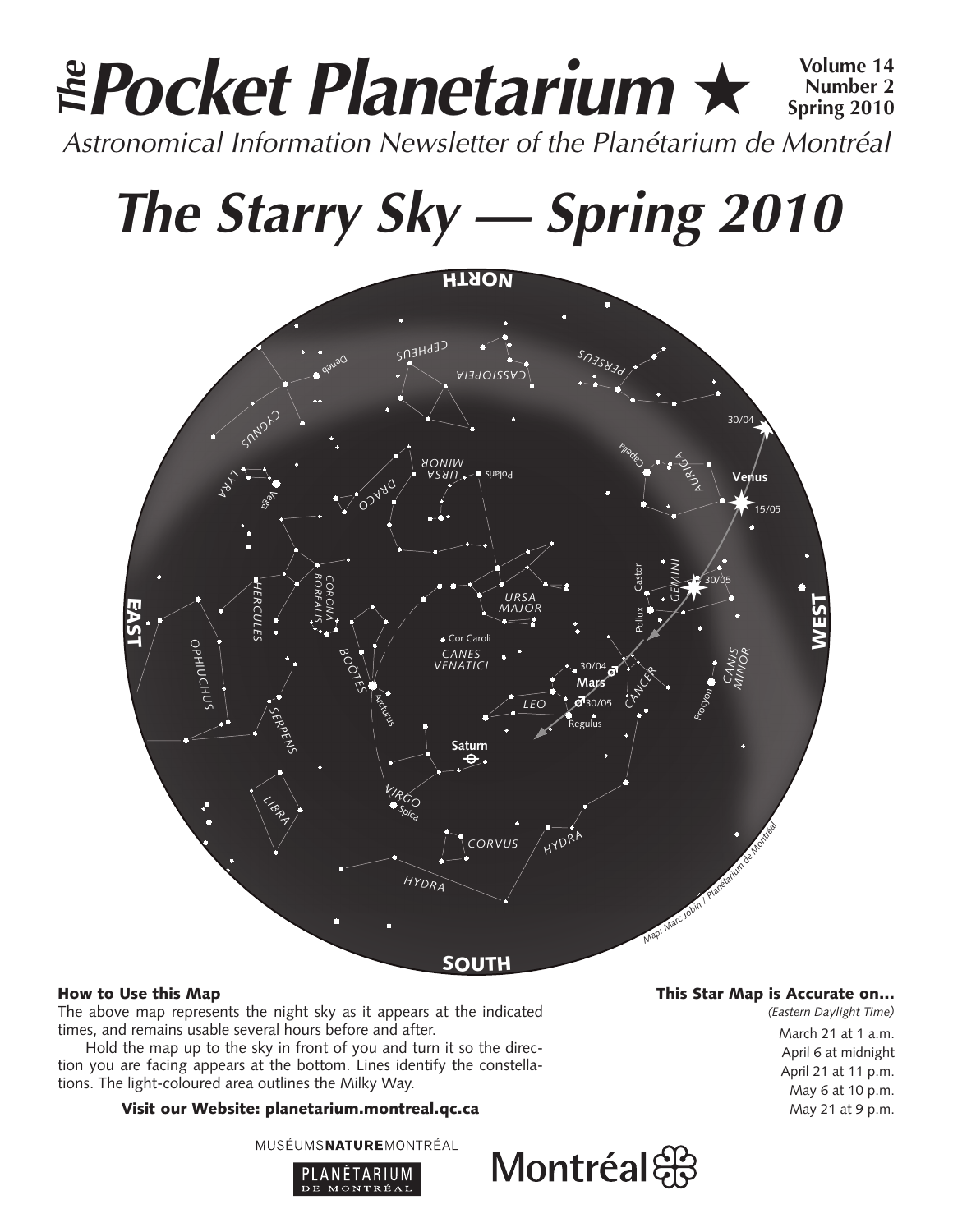# *The* Pocket Planetarium ★

**Volume 14**
**Number 2**
**Spring 2010**

*Astronomical Information Newsletter of the Planétarium de Montréal*

# *The Starry Sky — Spring 2010*

### How to Use this Map

The above map represents the night sky as it appears at the indicated times, and remains usable several hours before and after.

Hold the map up to the sky in front of you and turn it so the direction you are facing appears at the bottom. Lines identify the constellations. The light-coloured area outlines the Milky Way.

**Visit our Website: planetarium.montreal.qc.ca**

### This Star Map is Accurate on...

*(Eastern Daylight Time)*

March 21 at 1 a.m.
April 6 at midnight
April 21 at 11 p.m.
May 6 at 10 p.m.
May 21 at 9 p.m.

MUSÉUMS**NATURE**MONTRÉAL

PLANÉTARIUM DE MONTRÉAL

Montréal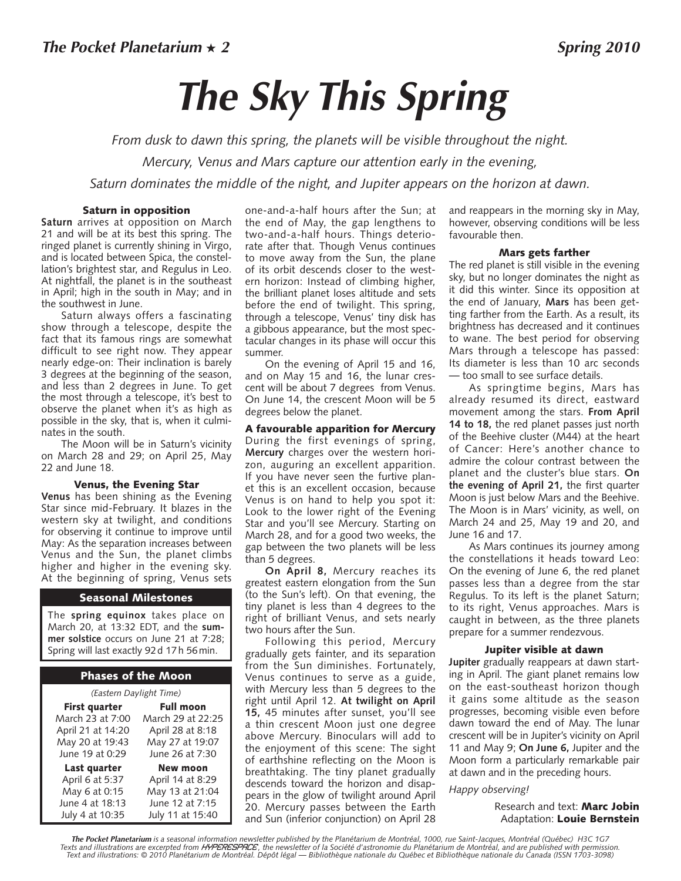# The Sky This Spring

*From dusk to dawn this spring, the planets will be visible throughout the night. Mercury, Venus and Mars capture our attention early in the evening, Saturn dominates the middle of the night, and Jupiter appears on the horizon at dawn.*

### Saturn in opposition

**Saturn** arrives at opposition on March 21 and will be at its best this spring. The ringed planet is currently shining in Virgo, and is located between Spica, the constellation's brightest star, and Regulus in Leo. At nightfall, the planet is in the southeast in April; high in the south in May; and in the southwest in June.

Saturn always offers a fascinating show through a telescope, despite the fact that its famous rings are somewhat difficult to see right now. They appear nearly edge-on: Their inclination is barely 3 degrees at the beginning of the season, and less than 2 degrees in June. To get the most through a telescope, it's best to observe the planet when it's as high as possible in the sky, that is, when it culminates in the south.

The Moon will be in Saturn's vicinity on March 28 and 29; on April 25, May 22 and June 18.

### Venus, the Evening Star

**Venus** has been shining as the Evening Star since mid-February. It blazes in the western sky at twilight, and conditions for observing it continue to improve until May: As the separation increases between Venus and the Sun, the planet climbs higher and higher in the evening sky. At the beginning of spring, Venus sets one-and-a-half hours after the Sun; at the end of May, the gap lengthens to two-and-a-half hours. Things deteriorate after that. Though Venus continues to move away from the Sun, the plane of its orbit descends closer to the western horizon: Instead of climbing higher, the brilliant planet loses altitude and sets before the end of twilight. This spring, through a telescope, Venus' tiny disk has a gibbous appearance, but the most spectacular changes in its phase will occur this summer.

On the evening of April 15 and 16, and on May 15 and 16, the lunar crescent will be about 7 degrees from Venus. On June 14, the crescent Moon will be 5 degrees below the planet.

### Seasonal Milestones

The **spring equinox** takes place on March 20, at 13:32 EDT, and the **summer solstice** occurs on June 21 at 7:28; Spring will last exactly 92 d 17 h 56 min.

### Phases of the Moon

*(Eastern Daylight Time)*

| First quarter | Full moon |
|---|---|
| March 23 at 7:00 | March 29 at 22:25 |
| April 21 at 14:20 | April 28 at 8:18 |
| May 20 at 19:43 | May 27 at 19:07 |
| June 19 at 0:29 | June 26 at 7:30 |
| **Last quarter** | **New moon** |
| April 6 at 5:37 | April 14 at 8:29 |
| May 6 at 0:15 | May 13 at 21:04 |
| June 4 at 18:13 | June 12 at 7:15 |
| July 4 at 10:35 | July 11 at 15:40 |

### A favourable apparition for Mercury

During the first evenings of spring, **Mercury** charges over the western horizon, auguring an excellent apparition. If you have never seen the furtive planet this is an excellent occasion, because Venus is on hand to help you spot it: Look to the lower right of the Evening Star and you'll see Mercury. Starting on March 28, and for a good two weeks, the gap between the two planets will be less than 5 degrees.

**On April 8,** Mercury reaches its greatest eastern elongation from the Sun (to the Sun's left). On that evening, the tiny planet is less than 4 degrees to the right of brilliant Venus, and sets nearly two hours after the Sun.

Following this period, Mercury gradually gets fainter, and its separation from the Sun diminishes. Fortunately, Venus continues to serve as a guide, with Mercury less than 5 degrees to the right until April 12. **At twilight on April 15,** 45 minutes after sunset, you'll see a thin crescent Moon just one degree above Mercury. Binoculars will add to the enjoyment of this scene: The sight of earthshine reflecting on the Moon is breathtaking. The tiny planet gradually descends toward the horizon and disappears in the glow of twilight around April 20. Mercury passes between the Earth and Sun (inferior conjunction) on April 28 and reappears in the morning sky in May, however, observing conditions will be less favourable then.

### Mars gets farther

The red planet is still visible in the evening sky, but no longer dominates the night as it did this winter. Since its opposition at the end of January, **Mars** has been getting farther from the Earth. As a result, its brightness has decreased and it continues to wane. The best period for observing Mars through a telescope has passed: Its diameter is less than 10 arc seconds — too small to see surface details.

As springtime begins, Mars has already resumed its direct, eastward movement among the stars. **From April 14 to 18,** the red planet passes just north of the Beehive cluster (M44) at the heart of Cancer: Here's another chance to admire the colour contrast between the planet and the cluster's blue stars. **On the evening of April 21,** the first quarter Moon is just below Mars and the Beehive. The Moon is in Mars' vicinity, as well, on March 24 and 25, May 19 and 20, and June 16 and 17.

As Mars continues its journey among the constellations it heads toward Leo: On the evening of June 6, the red planet passes less than a degree from the star Regulus. To its left is the planet Saturn; to its right, Venus approaches. Mars is caught in between, as the three planets prepare for a summer rendezvous.

### Jupiter visible at dawn

**Jupiter** gradually reappears at dawn starting in April. The giant planet remains low on the east-southeast horizon though it gains some altitude as the season progresses, becoming visible even before dawn toward the end of May. The lunar crescent will be in Jupiter's vicinity on April 11 and May 9; **On June 6,** Jupiter and the Moon form a particularly remarkable pair at dawn and in the preceding hours.

*Happy observing!*

Research and text: **Marc Jobin**
Adaptation: **Louie Bernstein**

***The Pocket Planetarium*** *is a seasonal information newsletter published by the Planétarium de Montréal, 1000, rue Saint-Jacques, Montréal (Québec) H3C 1G7. Texts and illustrations are excerpted from HYPERESPACE, the newsletter of la Société d'astronomie du Planétarium de Montréal, and are published with permission. Text and illustrations: © 2010 Planétarium de Montréal. Dépôt légal — Bibliothèque nationale du Québec et Bibliothèque nationale du Canada (ISSN 1703-3098)*